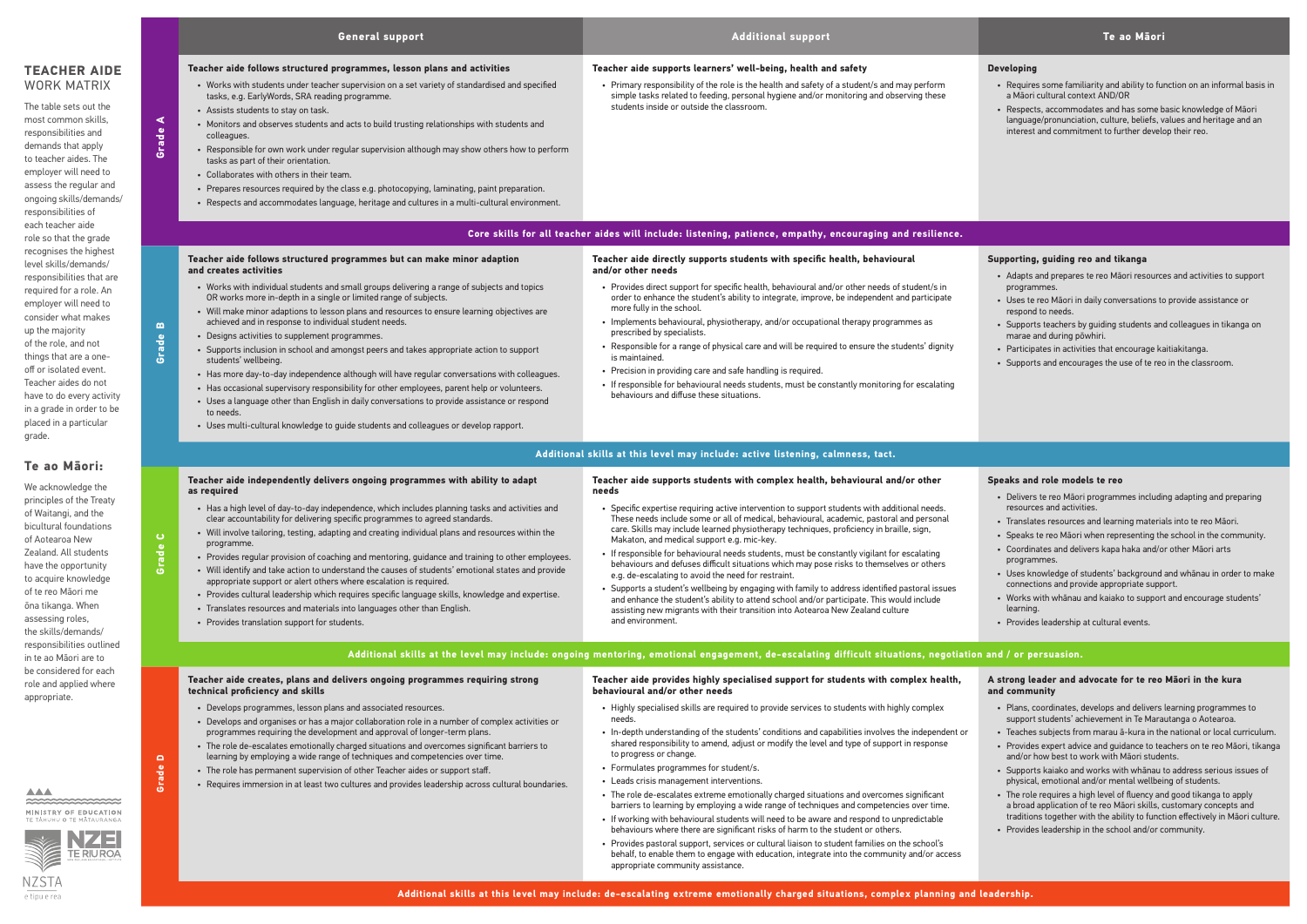# TEACHER AIDE WORK MATRIX

The table sets out the most common skills, responsibilities and demands that apply to teacher aides. The employer will need to assess the regular and ongoing skills/demands/responsibilities of each teacher aide role so that the grade recognises the highest level skills/demands/responsibilities that are required for a role. An employer will need to consider what makes up the majority of the role, and not things that are a one-off or isolated event. Teacher aides do not have to do every activity in a grade in order to be placed in a particular grade.

## Te ao Māori:

We acknowledge the principles of the Treaty of Waitangi, and the bicultural foundations of Aotearoa New Zealand. All students have the opportunity to acquire knowledge of te reo Māori me ōna tikanga. When assessing roles, the skills/demands/responsibilities outlined in te ao Māori are to be considered for each role and applied where appropriate.

| | General support | Additional support | Te ao Māori |
|---|---|---|---|
| **Grade A** | **Teacher aide follows structured programmes, lesson plans and activities**<br>• Works with students under teacher supervision on a set variety of standardised and specified tasks, e.g. EarlyWords, SRA reading programme.<br>• Assists students to stay on task.<br>• Monitors and observes students and acts to build trusting relationships with students and colleagues.<br>• Responsible for own work under regular supervision although may show others how to perform tasks as part of their orientation.<br>• Collaborates with others in their team.<br>• Prepares resources required by the class e.g. photocopying, laminating, paint preparation.<br>• Respects and accommodates language, heritage and cultures in a multi-cultural environment. | **Teacher aide supports learners' well-being, health and safety**<br>• Primary responsibility of the role is the health and safety of a student/s and may perform simple tasks related to feeding, personal hygiene and/or monitoring and observing these students inside or outside the classroom. | **Developing**<br>• Requires some familiarity and ability to function on an informal basis in a Māori cultural context AND/OR<br>• Respects, accommodates and has some basic knowledge of Māori language/pronunciation, culture, beliefs, values and heritage and an interest and commitment to further develop their reo. |
| | **Core skills for all teacher aides will include: listening, patience, empathy, encouraging and resilience.** | | |
| **Grade B** | **Teacher aide follows structured programmes but can make minor adaption and creates activities**<br>• Works with individual students and small groups delivering a range of subjects and topics OR works more in-depth in a single or limited range of subjects.<br>• Will make minor adaptions to lesson plans and resources to ensure learning objectives are achieved and in response to individual student needs.<br>• Designs activities to supplement programmes.<br>• Supports inclusion in school and amongst peers and takes appropriate action to support students' wellbeing.<br>• Has more day-to-day independence although will have regular conversations with colleagues.<br>• Has occasional supervisory responsibility for other employees, parent help or volunteers.<br>• Uses a language other than English in daily conversations to provide assistance or respond to needs.<br>• Uses multi-cultural knowledge to guide students and colleagues or develop rapport. | **Teacher aide directly supports students with specific health, behavioural and/or other needs**<br>• Provides direct support for specific health, behavioural and/or other needs of student/s in order to enhance the student's ability to integrate, improve, be independent and participate more fully in the school.<br>• Implements behavioural, physiotherapy, and/or occupational therapy programmes as prescribed by specialists.<br>• Responsible for a range of physical care and will be required to ensure the students' dignity is maintained.<br>• Precision in providing care and safe handling is required.<br>• If responsible for behavioural needs students, must be constantly monitoring for escalating behaviours and diffuse these situations. | **Supporting, guiding reo and tikanga**<br>• Adapts and prepares te reo Māori resources and activities to support programmes.<br>• Uses te reo Māori in daily conversations to provide assistance or respond to needs.<br>• Supports teachers by guiding students and colleagues in tikanga on marae and during pōwhiri.<br>• Participates in activities that encourage kaitiakitanga.<br>• Supports and encourages the use of te reo in the classroom. |
| | **Additional skills at this level may include: active listening, calmness, tact.** | | |
| **Grade C** | **Teacher aide independently delivers ongoing programmes with ability to adapt as required**<br>• Has a high level of day-to-day independence, which includes planning tasks and activities and clear accountability for delivering specific programmes to agreed standards.<br>• Will involve tailoring, testing, adapting and creating individual plans and resources within the programme.<br>• Provides regular provision of coaching and mentoring, guidance and training to other employees.<br>• Will identify and take action to understand the causes of students' emotional states and provide appropriate support or alert others where escalation is required.<br>• Provides cultural leadership which requires specific language skills, knowledge and expertise.<br>• Translates resources and materials into languages other than English.<br>• Provides translation support for students. | **Teacher aide supports students with complex health, behavioural and/or other needs**<br>• Specific expertise requiring active intervention to support students with additional needs. These needs include some or all of medical, behavioural, academic, pastoral and personal care. Skills may include learned physiotherapy techniques, proficiency in braille, sign, Makaton, and medical support e.g. mic-key.<br>• If responsible for behavioural needs students, must be constantly vigilant for escalating behaviours and defuses difficult situations which may pose risks to themselves or others e.g. de-escalating to avoid the need for restraint.<br>• Supports a student's wellbeing by engaging with family to address identified pastoral issues and enhance the student's ability to attend school and/or participate. This would include assisting new migrants with their transition into Aotearoa New Zealand culture and environment. | **Speaks and role models te reo**<br>• Delivers te reo Māori programmes including adapting and preparing resources and activities.<br>• Translates resources and learning materials into te reo Māori.<br>• Speaks te reo Māori when representing the school in the community.<br>• Coordinates and delivers kapa haka and/or other Māori arts programmes.<br>• Uses knowledge of students' background and whānau in order to make connections and provide appropriate support.<br>• Works with whānau and kaiako to support and encourage students' learning.<br>• Provides leadership at cultural events. |
| | **Additional skills at the level may include: ongoing mentoring, emotional engagement, de-escalating difficult situations, negotiation and / or persuasion.** | | |
| **Grade D** | **Teacher aide creates, plans and delivers ongoing programmes requiring strong technical proficiency and leadership**<br>• Develops programmes, lesson plans and associated resources.<br>• Develops and organises or has a major collaboration role in a number of complex activities or programmes requiring the development and approval of longer-term plans.<br>• The role de-escalates emotionally charged situations and overcomes significant barriers to learning by employing a wide range of techniques and competencies over time.<br>• The role has permanent supervision of other Teacher aides or support staff.<br>• Requires immersion in at least two cultures and provides leadership across cultural boundaries. | **Teacher aide provides highly specialised support for students with complex health, behavioural and/or other needs**<br>• Highly specialised skills are required to provide services to students with highly complex needs.<br>• In-depth understanding of the students' conditions and capabilities involves the independent or shared responsibility to amend, adjust or modify the level and type of support in response to progress or change.<br>• Formulates programmes for student/s.<br>• Leads crisis management interventions.<br>• The role de-escalates extreme emotionally charged situations and overcomes significant barriers to learning by employing a wide range of techniques and competencies over time.<br>• If working with behavioural students will need to be aware and respond to unpredictable behaviours where there are significant risks of harm to the student or others.<br>• Provides pastoral support, services or cultural liaison to student families on the school's behalf, to enable them to engage with education, integrate into the community and/or access appropriate community assistance. | **A strong leader and advocate for te reo Māori in the kura and community**<br>• Plans, coordinates, develops and delivers learning programmes to support students' achievement in Te Marautanga o Aotearoa.<br>• Teaches subjects from marau ā-kura in the national or local curriculum.<br>• Provides expert advice and guidance to teachers on te reo Māori, tikanga and/or how best to work with Māori students.<br>• Supports kaiako and works with whānau to address serious issues of physical, emotional and/or mental wellbeing of students.<br>• The role requires a high level of fluency and good tikanga to apply a broad application of te reo Māori skills, customary concepts and traditions together with the ability to function effectively in Māori culture.<br>• Provides leadership in the school and/or community. |
| | **Additional skills at this level may include: de-escalating extreme emotionally charged situations, complex planning and leadership.** | | |

MINISTRY OF EDUCATION TE TĀHUHU O TE MĀTAURANGA

NZEI TE RIU ROA

NZSTA e tipu e rea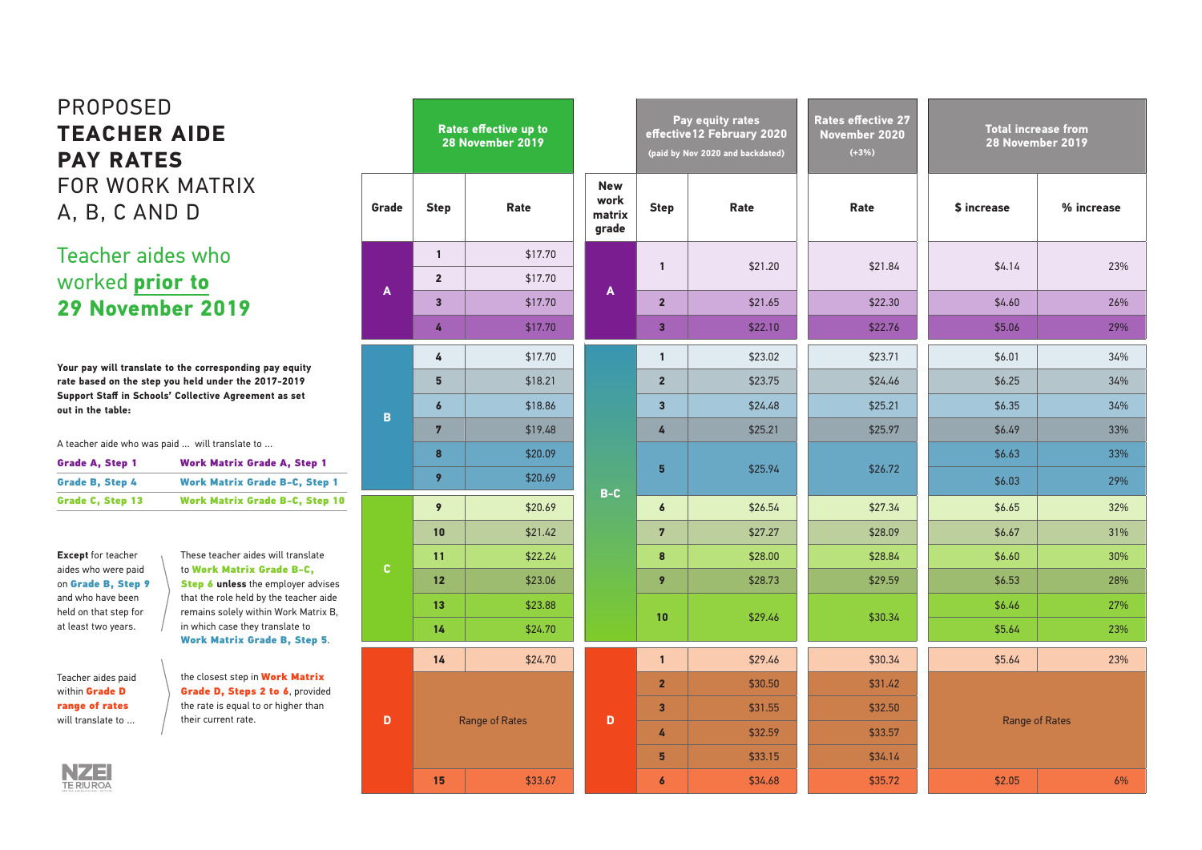# PROPOSED **TEACHER AIDE PAY RATES** FOR WORK MATRIX A, B, C AND D

## Teacher aides who worked **prior to 29 November 2019**

**Your pay will translate to the corresponding pay equity rate based on the step you held under the 2017-2019 Support Staff in Schools' Collective Agreement as set out in the table:**

| A teacher aide who was paid ... | will translate to ... |
|---|---|
| **Grade A, Step 1** | **Work Matrix Grade A, Step 1** |
| **Grade B, Step 4** | **Work Matrix Grade B-C, Step 1** |
| **Grade C, Step 13** | **Work Matrix Grade B-C, Step 10** |

**Except** for teacher aides who were paid on **Grade B, Step 9** and who have been held on that step for at least two years. These teacher aides will translate to **Work Matrix Grade B-C, Step 6** **unless** the employer advises that the role held by the teacher aide remains solely within Work Matrix B, in which case they translate to **Work Matrix Grade B, Step 5**.

Teacher aides paid within **Grade D range of rates** will translate to the closest step in **Work Matrix Grade D, Steps 2 to 6**, provided the rate is equal to or higher than their current rate.

| Rates effective up to 28 November 2019 | | | Pay equity rates effective 12 February 2020 (paid by Nov 2020 and backdated) | | | Rates effective 27 November 2020 (+3%) | Total increase from 28 November 2019 | |
|---|---|---|---|---|---|---|---|---|
| **Grade** | **Step** | **Rate** | **New work matrix grade** | **Step** | **Rate** | **Rate** | **$ increase** | **% increase** |
| A | 1 | $17.70 | A | 1 | $21.20 | $21.84 | $4.14 | 23% |
| A | 2 | $17.70 | A | 1 | $21.20 | $21.84 | $4.14 | 23% |
| A | 3 | $17.70 | A | 2 | $21.65 | $22.30 | $4.60 | 26% |
| A | 4 | $17.70 | A | 3 | $22.10 | $22.76 | $5.06 | 29% |
| B | 4 | $17.70 | B-C | 1 | $23.02 | $23.71 | $6.01 | 34% |
| B | 5 | $18.21 | B-C | 2 | $23.75 | $24.46 | $6.25 | 34% |
| B | 6 | $18.86 | B-C | 3 | $24.48 | $25.21 | $6.35 | 34% |
| B | 7 | $19.48 | B-C | 4 | $25.21 | $25.97 | $6.49 | 33% |
| B | 8 | $20.09 | B-C | 5 | $25.94 | $26.72 | $6.63 | 33% |
| B | 9 | $20.69 | B-C | 5 | $25.94 | $26.72 | $6.03 | 29% |
| C | 9 | $20.69 | B-C | 6 | $26.54 | $27.34 | $6.65 | 32% |
| C | 10 | $21.42 | B-C | 7 | $27.27 | $28.09 | $6.67 | 31% |
| C | 11 | $22.24 | B-C | 8 | $28.00 | $28.84 | $6.60 | 30% |
| C | 12 | $23.06 | B-C | 9 | $28.73 | $29.59 | $6.53 | 28% |
| C | 13 | $23.88 | B-C | 10 | $29.46 | $30.34 | $6.46 | 27% |
| C | 14 | $24.70 | B-C | 10 | $29.46 | $30.34 | $5.64 | 23% |
| D | 14 | $24.70 | D | 1 | $29.46 | $30.34 | $5.64 | 23% |
| D | Range of Rates | | D | 2 | $30.50 | $31.42 | Range of Rates | |
| D | Range of Rates | | D | 3 | $31.55 | $32.50 | Range of Rates | |
| D | Range of Rates | | D | 4 | $32.59 | $33.57 | Range of Rates | |
| D | Range of Rates | | D | 5 | $33.15 | $34.14 | Range of Rates | |
| D | 15 | $33.67 | D | 6 | $34.68 | $35.72 | $2.05 | 6% |

NZEI TE RIU ROA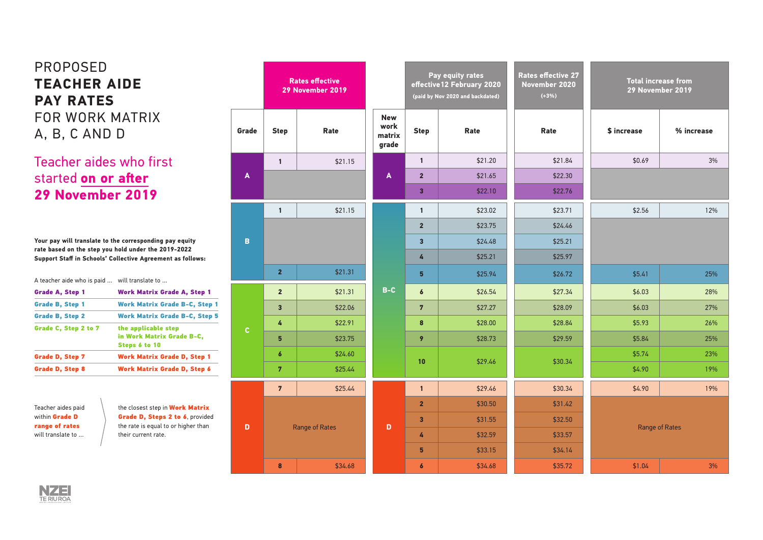# PROPOSED **TEACHER AIDE PAY RATES** FOR WORK MATRIX A, B, C AND D

## Teacher aides who first started **on or after 29 November 2019**

**Your pay will translate to the corresponding pay equity rate based on the step you hold under the 2019-2022 Support Staff in Schools' Collective Agreement as follows:**

| A teacher aide who is paid ... | will translate to ... |
|---|---|
| **Grade A, Step 1** | **Work Matrix Grade A, Step 1** |
| **Grade B, Step 1** | **Work Matrix Grade B-C, Step 1** |
| **Grade B, Step 2** | **Work Matrix Grade B-C, Step 5** |
| **Grade C, Step 2 to 7** | **the applicable step in Work Matrix Grade B-C, Steps 6 to 10** |
| **Grade D, Step 7** | **Work Matrix Grade D, Step 1** |
| **Grade D, Step 8** | **Work Matrix Grade D, Step 6** |

Teacher aides paid within **Grade D range of rates** will translate to ... the closest step in **Work Matrix Grade D, Steps 2 to 6**, provided the rate is equal to or higher than their current rate.

| Rates effective 29 November 2019 | | | Pay equity rates effective 12 February 2020 (paid by Nov 2020 and backdated) | | | Rates effective 27 November 2020 (+3%) | Total increase from 29 November 2019 | |
|---|---|---|---|---|---|---|---|---|
| **Grade** | **Step** | **Rate** | **New work matrix grade** | **Step** | **Rate** | **Rate** | **$ increase** | **% increase** |
| A | 1 | $21.15 | A | 1 | $21.20 | $21.84 | $0.69 | 3% |
| | | | | 2 | $21.65 | $22.30 | | |
| | | | | 3 | $22.10 | $22.76 | | |
| B | 1 | $21.15 | B-C | 1 | $23.02 | $23.71 | $2.56 | 12% |
| | | | | 2 | $23.75 | $24.46 | | |
| | | | | 3 | $24.48 | $25.21 | | |
| | | | | 4 | $25.21 | $25.97 | | |
| | 2 | $21.31 | | 5 | $25.94 | $26.72 | $5.41 | 25% |
| C | 2 | $21.31 | | 6 | $26.54 | $27.34 | $6.03 | 28% |
| | 3 | $22.06 | | 7 | $27.27 | $28.09 | $6.03 | 27% |
| | 4 | $22.91 | | 8 | $28.00 | $28.84 | $5.93 | 26% |
| | 5 | $23.75 | | 9 | $28.73 | $29.59 | $5.84 | 25% |
| | 6 | $24.60 | | 10 | $29.46 | $30.34 | $5.74 | 23% |
| | 7 | $25.44 | | | | | $4.90 | 19% |
| D | 7 | $25.44 | D | 1 | $29.46 | $30.34 | $4.90 | 19% |
| | Range of Rates | | | 2 | $30.50 | $31.42 | Range of Rates | |
| | | | | 3 | $31.55 | $32.50 | | |
| | | | | 4 | $32.59 | $33.57 | | |
| | | | | 5 | $33.15 | $34.14 | | |
| | 8 | $34.68 | | 6 | $34.68 | $35.72 | $1.04 | 3% |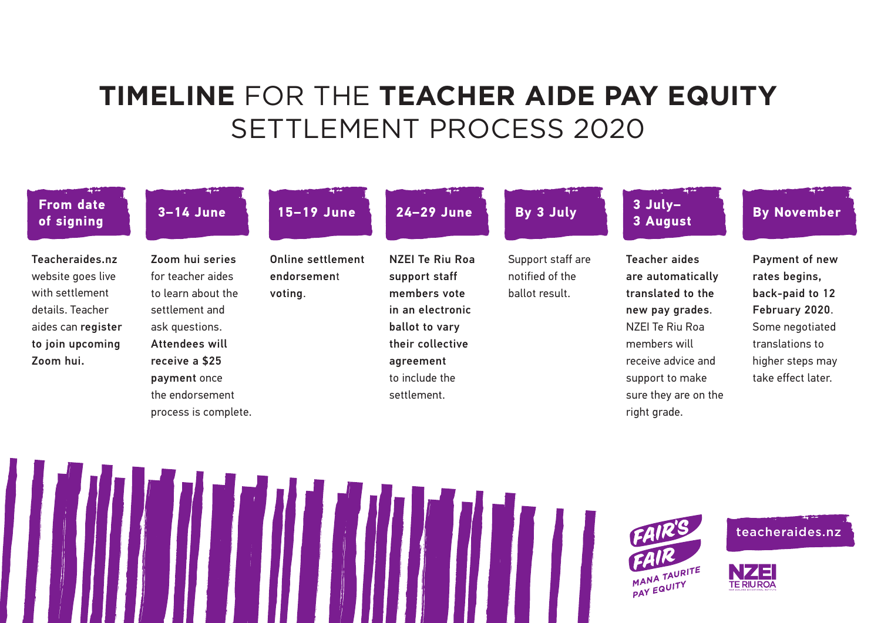# **TIMELINE** FOR THE **TEACHER AIDE PAY EQUITY** SETTLEMENT PROCESS 2020

### From date of signing

**Teacheraides.nz** website goes live with settlement details. Teacher aides can **register to join upcoming Zoom hui.**

### 3–14 June

**Zoom hui series** for teacher aides to learn about the settlement and ask questions. **Attendees will receive a $25 payment** once the endorsement process is complete.

### 15–19 June

**Online settlement endorsement voting.**

### 24–29 June

**NZEI Te Riu Roa support staff members vote in an electronic ballot to vary their collective agreement** to include the settlement.

### By 3 July

Support staff are notified of the ballot result.

### 3 July–3 August

**Teacher aides are automatically translated to the new pay grades.** NZEI Te Riu Roa members will receive advice and support to make sure they are on the right grade.

### By November

**Payment of new rates begins, back-paid to 12 February 2020.** Some negotiated translations to higher steps may take effect later.

FAIR'S FAIR
MANA TAURITE
PAY EQUITY

teacheraides.nz

NZEI TE RIU ROA